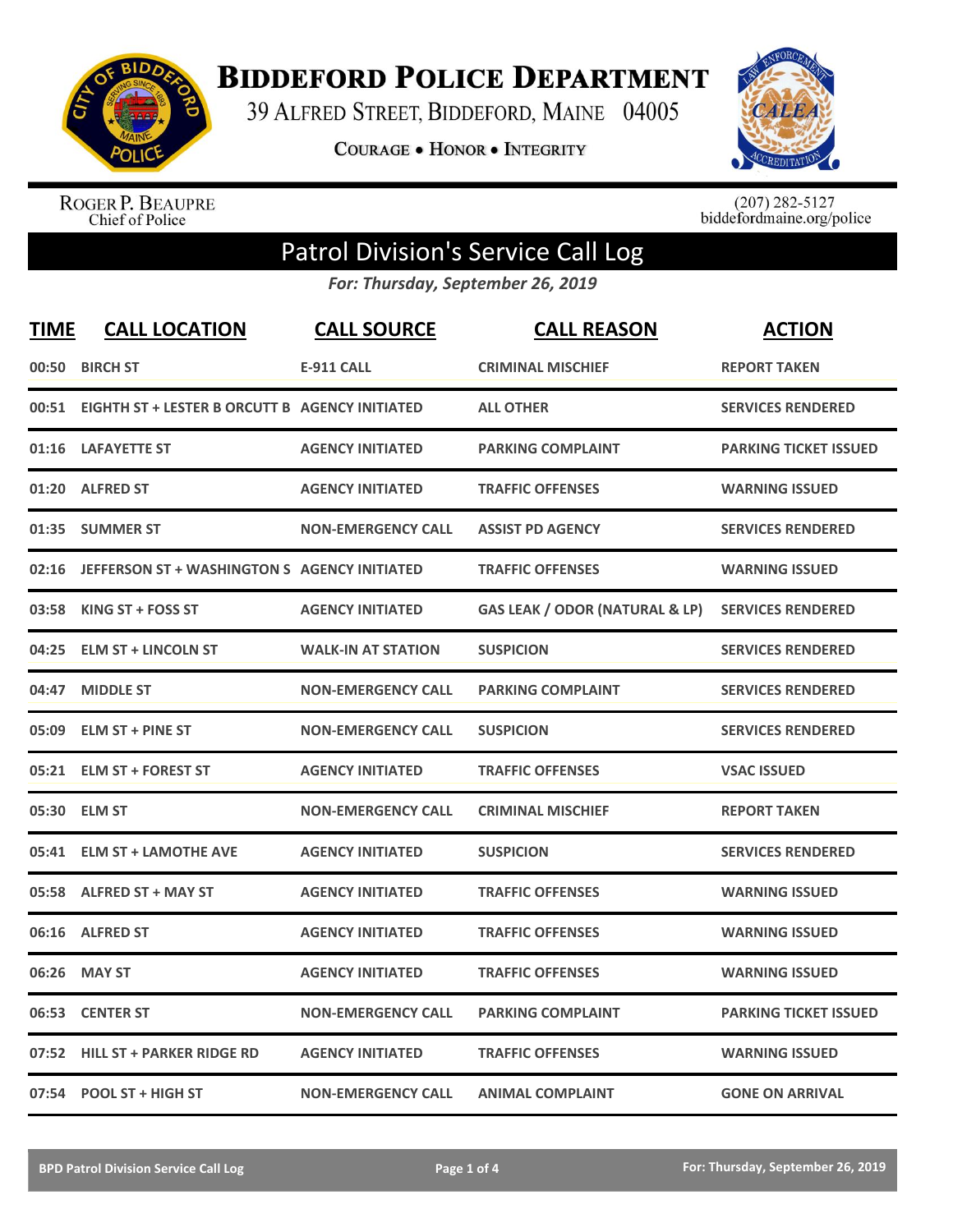# Biddeford Police Department

39 Alfred Street, Biddeford, Maine 04005

Courage • Honor • Integrity

Roger P. Beaupre
Chief of Police

(207) 282-5127
biddefordmaine.org/police

## Patrol Division's Service Call Log

*For: Thursday, September 26, 2019*

| TIME | CALL LOCATION | CALL SOURCE | CALL REASON | ACTION |
|---|---|---|---|---|
| 00:50 | BIRCH ST | E-911 CALL | CRIMINAL MISCHIEF | REPORT TAKEN |
| 00:51 | EIGHTH ST + LESTER B ORCUTT B | AGENCY INITIATED | ALL OTHER | SERVICES RENDERED |
| 01:16 | LAFAYETTE ST | AGENCY INITIATED | PARKING COMPLAINT | PARKING TICKET ISSUED |
| 01:20 | ALFRED ST | AGENCY INITIATED | TRAFFIC OFFENSES | WARNING ISSUED |
| 01:35 | SUMMER ST | NON-EMERGENCY CALL | ASSIST PD AGENCY | SERVICES RENDERED |
| 02:16 | JEFFERSON ST + WASHINGTON S | AGENCY INITIATED | TRAFFIC OFFENSES | WARNING ISSUED |
| 03:58 | KING ST + FOSS ST | AGENCY INITIATED | GAS LEAK / ODOR (NATURAL & LP) | SERVICES RENDERED |
| 04:25 | ELM ST + LINCOLN ST | WALK-IN AT STATION | SUSPICION | SERVICES RENDERED |
| 04:47 | MIDDLE ST | NON-EMERGENCY CALL | PARKING COMPLAINT | SERVICES RENDERED |
| 05:09 | ELM ST + PINE ST | NON-EMERGENCY CALL | SUSPICION | SERVICES RENDERED |
| 05:21 | ELM ST + FOREST ST | AGENCY INITIATED | TRAFFIC OFFENSES | VSAC ISSUED |
| 05:30 | ELM ST | NON-EMERGENCY CALL | CRIMINAL MISCHIEF | REPORT TAKEN |
| 05:41 | ELM ST + LAMOTHE AVE | AGENCY INITIATED | SUSPICION | SERVICES RENDERED |
| 05:58 | ALFRED ST + MAY ST | AGENCY INITIATED | TRAFFIC OFFENSES | WARNING ISSUED |
| 06:16 | ALFRED ST | AGENCY INITIATED | TRAFFIC OFFENSES | WARNING ISSUED |
| 06:26 | MAY ST | AGENCY INITIATED | TRAFFIC OFFENSES | WARNING ISSUED |
| 06:53 | CENTER ST | NON-EMERGENCY CALL | PARKING COMPLAINT | PARKING TICKET ISSUED |
| 07:52 | HILL ST + PARKER RIDGE RD | AGENCY INITIATED | TRAFFIC OFFENSES | WARNING ISSUED |
| 07:54 | POOL ST + HIGH ST | NON-EMERGENCY CALL | ANIMAL COMPLAINT | GONE ON ARRIVAL |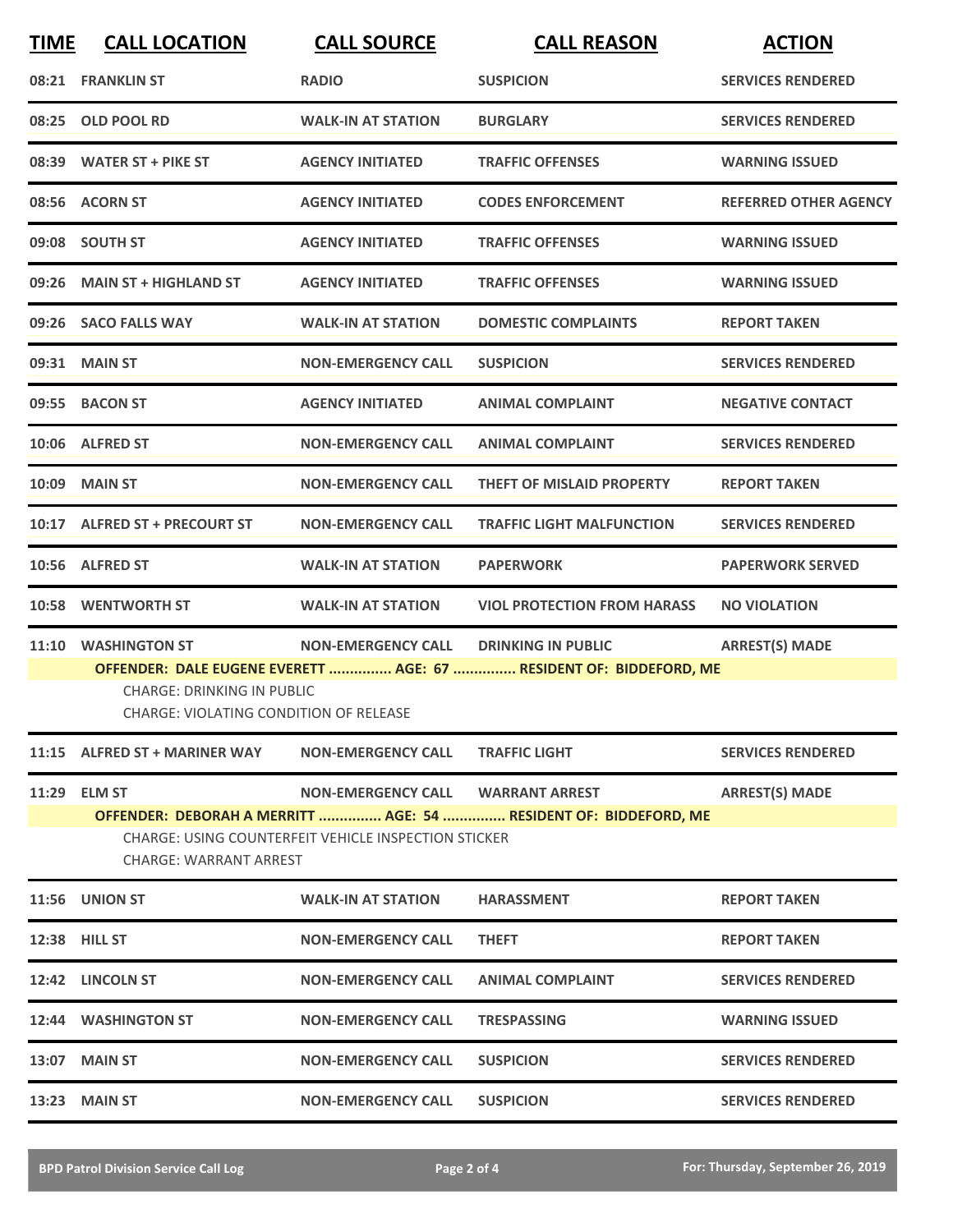| TIME | CALL LOCATION | CALL SOURCE | CALL REASON | ACTION |
|---|---|---|---|---|
| 08:21 | FRANKLIN ST | RADIO | SUSPICION | SERVICES RENDERED |
| 08:25 | OLD POOL RD | WALK-IN AT STATION | BURGLARY | SERVICES RENDERED |
| 08:39 | WATER ST + PIKE ST | AGENCY INITIATED | TRAFFIC OFFENSES | WARNING ISSUED |
| 08:56 | ACORN ST | AGENCY INITIATED | CODES ENFORCEMENT | REFERRED OTHER AGENCY |
| 09:08 | SOUTH ST | AGENCY INITIATED | TRAFFIC OFFENSES | WARNING ISSUED |
| 09:26 | MAIN ST + HIGHLAND ST | AGENCY INITIATED | TRAFFIC OFFENSES | WARNING ISSUED |
| 09:26 | SACO FALLS WAY | WALK-IN AT STATION | DOMESTIC COMPLAINTS | REPORT TAKEN |
| 09:31 | MAIN ST | NON-EMERGENCY CALL | SUSPICION | SERVICES RENDERED |
| 09:55 | BACON ST | AGENCY INITIATED | ANIMAL COMPLAINT | NEGATIVE CONTACT |
| 10:06 | ALFRED ST | NON-EMERGENCY CALL | ANIMAL COMPLAINT | SERVICES RENDERED |
| 10:09 | MAIN ST | NON-EMERGENCY CALL | THEFT OF MISLAID PROPERTY | REPORT TAKEN |
| 10:17 | ALFRED ST + PRECOURT ST | NON-EMERGENCY CALL | TRAFFIC LIGHT MALFUNCTION | SERVICES RENDERED |
| 10:56 | ALFRED ST | WALK-IN AT STATION | PAPERWORK | PAPERWORK SERVED |
| 10:58 | WENTWORTH ST | WALK-IN AT STATION | VIOL PROTECTION FROM HARASS | NO VIOLATION |
| 11:10 | WASHINGTON ST | NON-EMERGENCY CALL | DRINKING IN PUBLIC | ARREST(S) MADE |

**OFFENDER: DALE EUGENE EVERETT ............... AGE: 67 ............... RESIDENT OF: BIDDEFORD, ME**

CHARGE: DRINKING IN PUBLIC
CHARGE: VIOLATING CONDITION OF RELEASE

| TIME | CALL LOCATION | CALL SOURCE | CALL REASON | ACTION |
|---|---|---|---|---|
| 11:15 | ALFRED ST + MARINER WAY | NON-EMERGENCY CALL | TRAFFIC LIGHT | SERVICES RENDERED |
| 11:29 | ELM ST | NON-EMERGENCY CALL | WARRANT ARREST | ARREST(S) MADE |

**OFFENDER: DEBORAH A MERRITT ............... AGE: 54 ............... RESIDENT OF: BIDDEFORD, ME**

CHARGE: USING COUNTERFEIT VEHICLE INSPECTION STICKER
CHARGE: WARRANT ARREST

| TIME | CALL LOCATION | CALL SOURCE | CALL REASON | ACTION |
|---|---|---|---|---|
| 11:56 | UNION ST | WALK-IN AT STATION | HARASSMENT | REPORT TAKEN |
| 12:38 | HILL ST | NON-EMERGENCY CALL | THEFT | REPORT TAKEN |
| 12:42 | LINCOLN ST | NON-EMERGENCY CALL | ANIMAL COMPLAINT | SERVICES RENDERED |
| 12:44 | WASHINGTON ST | NON-EMERGENCY CALL | TRESPASSING | WARNING ISSUED |
| 13:07 | MAIN ST | NON-EMERGENCY CALL | SUSPICION | SERVICES RENDERED |
| 13:23 | MAIN ST | NON-EMERGENCY CALL | SUSPICION | SERVICES RENDERED |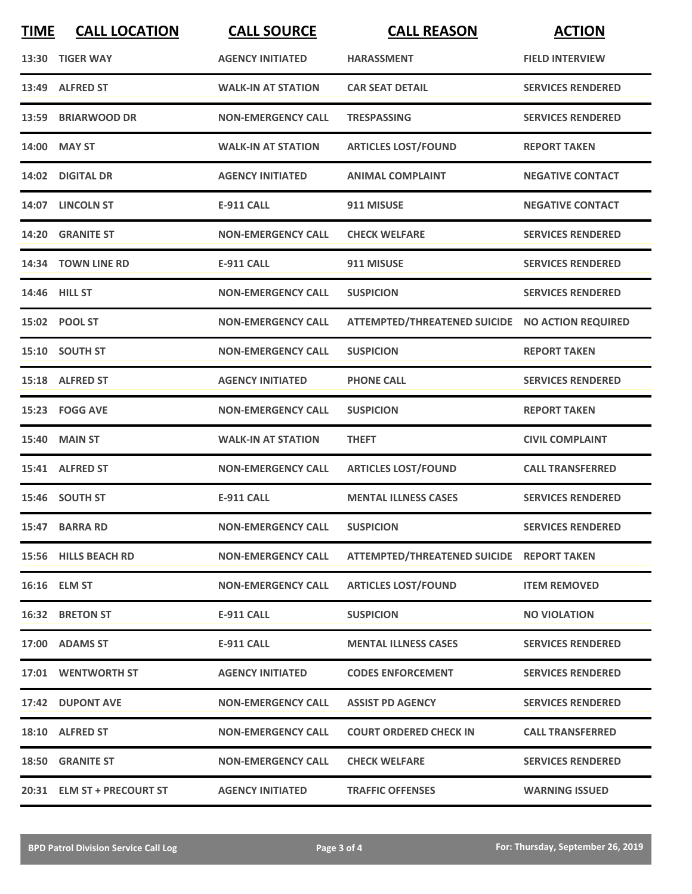| TIME | CALL LOCATION | CALL SOURCE | CALL REASON | ACTION |
|---|---|---|---|---|
| 13:30 | TIGER WAY | AGENCY INITIATED | HARASSMENT | FIELD INTERVIEW |
| 13:49 | ALFRED ST | WALK-IN AT STATION | CAR SEAT DETAIL | SERVICES RENDERED |
| 13:59 | BRIARWOOD DR | NON-EMERGENCY CALL | TRESPASSING | SERVICES RENDERED |
| 14:00 | MAY ST | WALK-IN AT STATION | ARTICLES LOST/FOUND | REPORT TAKEN |
| 14:02 | DIGITAL DR | AGENCY INITIATED | ANIMAL COMPLAINT | NEGATIVE CONTACT |
| 14:07 | LINCOLN ST | E-911 CALL | 911 MISUSE | NEGATIVE CONTACT |
| 14:20 | GRANITE ST | NON-EMERGENCY CALL | CHECK WELFARE | SERVICES RENDERED |
| 14:34 | TOWN LINE RD | E-911 CALL | 911 MISUSE | SERVICES RENDERED |
| 14:46 | HILL ST | NON-EMERGENCY CALL | SUSPICION | SERVICES RENDERED |
| 15:02 | POOL ST | NON-EMERGENCY CALL | ATTEMPTED/THREATENED SUICIDE | NO ACTION REQUIRED |
| 15:10 | SOUTH ST | NON-EMERGENCY CALL | SUSPICION | REPORT TAKEN |
| 15:18 | ALFRED ST | AGENCY INITIATED | PHONE CALL | SERVICES RENDERED |
| 15:23 | FOGG AVE | NON-EMERGENCY CALL | SUSPICION | REPORT TAKEN |
| 15:40 | MAIN ST | WALK-IN AT STATION | THEFT | CIVIL COMPLAINT |
| 15:41 | ALFRED ST | NON-EMERGENCY CALL | ARTICLES LOST/FOUND | CALL TRANSFERRED |
| 15:46 | SOUTH ST | E-911 CALL | MENTAL ILLNESS CASES | SERVICES RENDERED |
| 15:47 | BARRA RD | NON-EMERGENCY CALL | SUSPICION | SERVICES RENDERED |
| 15:56 | HILLS BEACH RD | NON-EMERGENCY CALL | ATTEMPTED/THREATENED SUICIDE | REPORT TAKEN |
| 16:16 | ELM ST | NON-EMERGENCY CALL | ARTICLES LOST/FOUND | ITEM REMOVED |
| 16:32 | BRETON ST | E-911 CALL | SUSPICION | NO VIOLATION |
| 17:00 | ADAMS ST | E-911 CALL | MENTAL ILLNESS CASES | SERVICES RENDERED |
| 17:01 | WENTWORTH ST | AGENCY INITIATED | CODES ENFORCEMENT | SERVICES RENDERED |
| 17:42 | DUPONT AVE | NON-EMERGENCY CALL | ASSIST PD AGENCY | SERVICES RENDERED |
| 18:10 | ALFRED ST | NON-EMERGENCY CALL | COURT ORDERED CHECK IN | CALL TRANSFERRED |
| 18:50 | GRANITE ST | NON-EMERGENCY CALL | CHECK WELFARE | SERVICES RENDERED |
| 20:31 | ELM ST + PRECOURT ST | AGENCY INITIATED | TRAFFIC OFFENSES | WARNING ISSUED |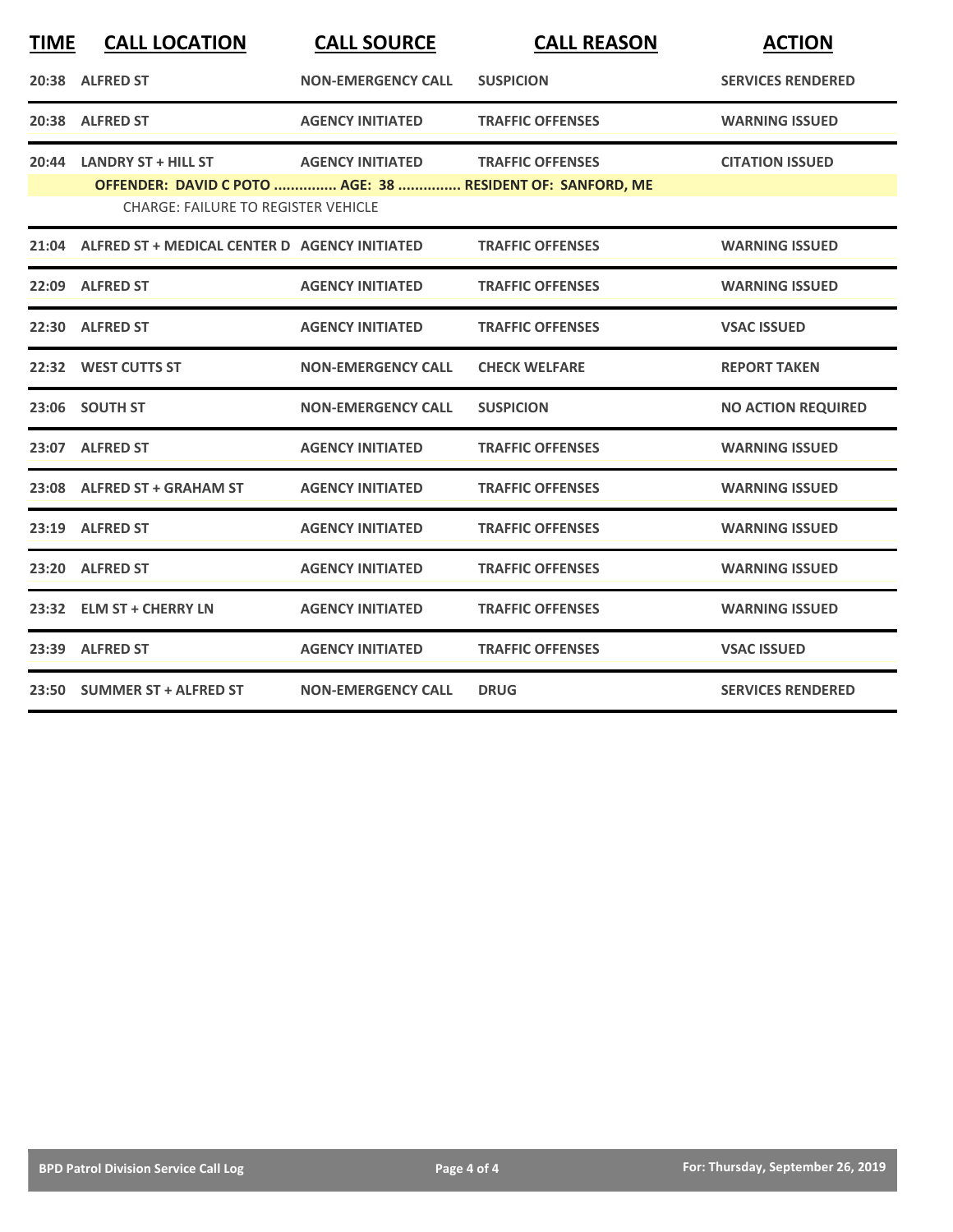| TIME | CALL LOCATION | CALL SOURCE | CALL REASON | ACTION |
|---|---|---|---|---|
| 20:38 | ALFRED ST | NON-EMERGENCY CALL | SUSPICION | SERVICES RENDERED |
| 20:38 | ALFRED ST | AGENCY INITIATED | TRAFFIC OFFENSES | WARNING ISSUED |
| 20:44 | LANDRY ST + HILL ST | AGENCY INITIATED | TRAFFIC OFFENSES | CITATION ISSUED |
| | OFFENDER: DAVID C POTO ............... AGE: 38 ............... RESIDENT OF: SANFORD, ME | | | |
| | CHARGE: FAILURE TO REGISTER VEHICLE | | | |
| 21:04 | ALFRED ST + MEDICAL CENTER D | AGENCY INITIATED | TRAFFIC OFFENSES | WARNING ISSUED |
| 22:09 | ALFRED ST | AGENCY INITIATED | TRAFFIC OFFENSES | WARNING ISSUED |
| 22:30 | ALFRED ST | AGENCY INITIATED | TRAFFIC OFFENSES | VSAC ISSUED |
| 22:32 | WEST CUTTS ST | NON-EMERGENCY CALL | CHECK WELFARE | REPORT TAKEN |
| 23:06 | SOUTH ST | NON-EMERGENCY CALL | SUSPICION | NO ACTION REQUIRED |
| 23:07 | ALFRED ST | AGENCY INITIATED | TRAFFIC OFFENSES | WARNING ISSUED |
| 23:08 | ALFRED ST + GRAHAM ST | AGENCY INITIATED | TRAFFIC OFFENSES | WARNING ISSUED |
| 23:19 | ALFRED ST | AGENCY INITIATED | TRAFFIC OFFENSES | WARNING ISSUED |
| 23:20 | ALFRED ST | AGENCY INITIATED | TRAFFIC OFFENSES | WARNING ISSUED |
| 23:32 | ELM ST + CHERRY LN | AGENCY INITIATED | TRAFFIC OFFENSES | WARNING ISSUED |
| 23:39 | ALFRED ST | AGENCY INITIATED | TRAFFIC OFFENSES | VSAC ISSUED |
| 23:50 | SUMMER ST + ALFRED ST | NON-EMERGENCY CALL | DRUG | SERVICES RENDERED |